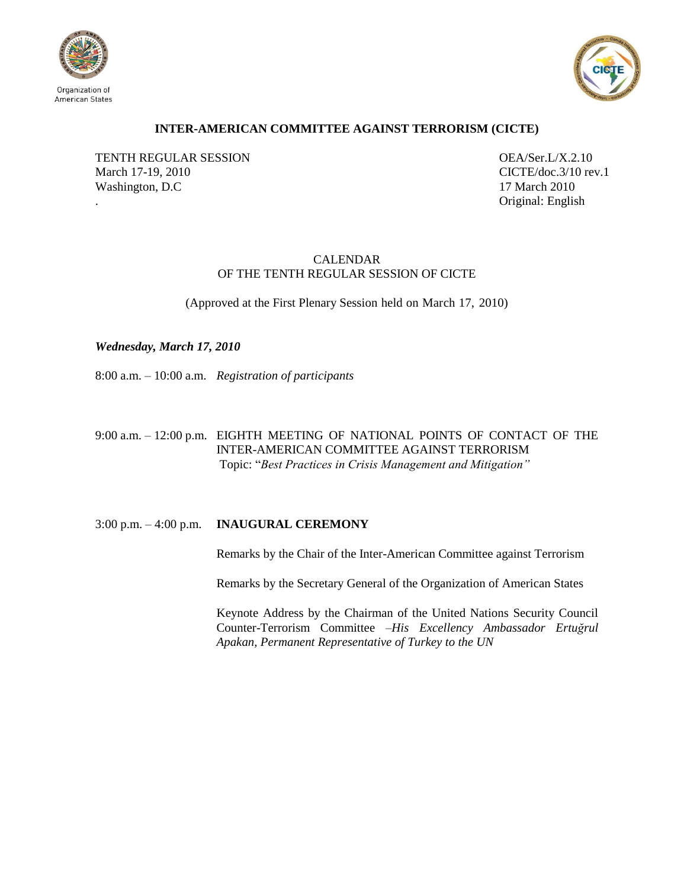Organization of American States

**INTER-AMERICAN COMMITTEE AGAINST TERRORISM (CICTE)**

TENTH REGULAR SESSION
March 17-19, 2010
Washington, D.C
.

OEA/Ser.L/X.2.10
CICTE/doc.3/10 rev.1
17 March 2010
Original: English

CALENDAR
OF THE TENTH REGULAR SESSION OF CICTE

(Approved at the First Plenary Session held on March 17, 2010)

***Wednesday, March 17, 2010***

8:00 a.m. – 10:00 a.m. *Registration of participants*

9:00 a.m. – 12:00 p.m. EIGHTH MEETING OF NATIONAL POINTS OF CONTACT OF THE INTER-AMERICAN COMMITTEE AGAINST TERRORISM
Topic: "*Best Practices in Crisis Management and Mitigation"*

3:00 p.m. – 4:00 p.m. **INAUGURAL CEREMONY**

Remarks by the Chair of the Inter-American Committee against Terrorism

Remarks by the Secretary General of the Organization of American States

Keynote Address by the Chairman of the United Nations Security Council Counter-Terrorism Committee –*His Excellency Ambassador Ertuğrul Apakan, Permanent Representative of Turkey to the UN*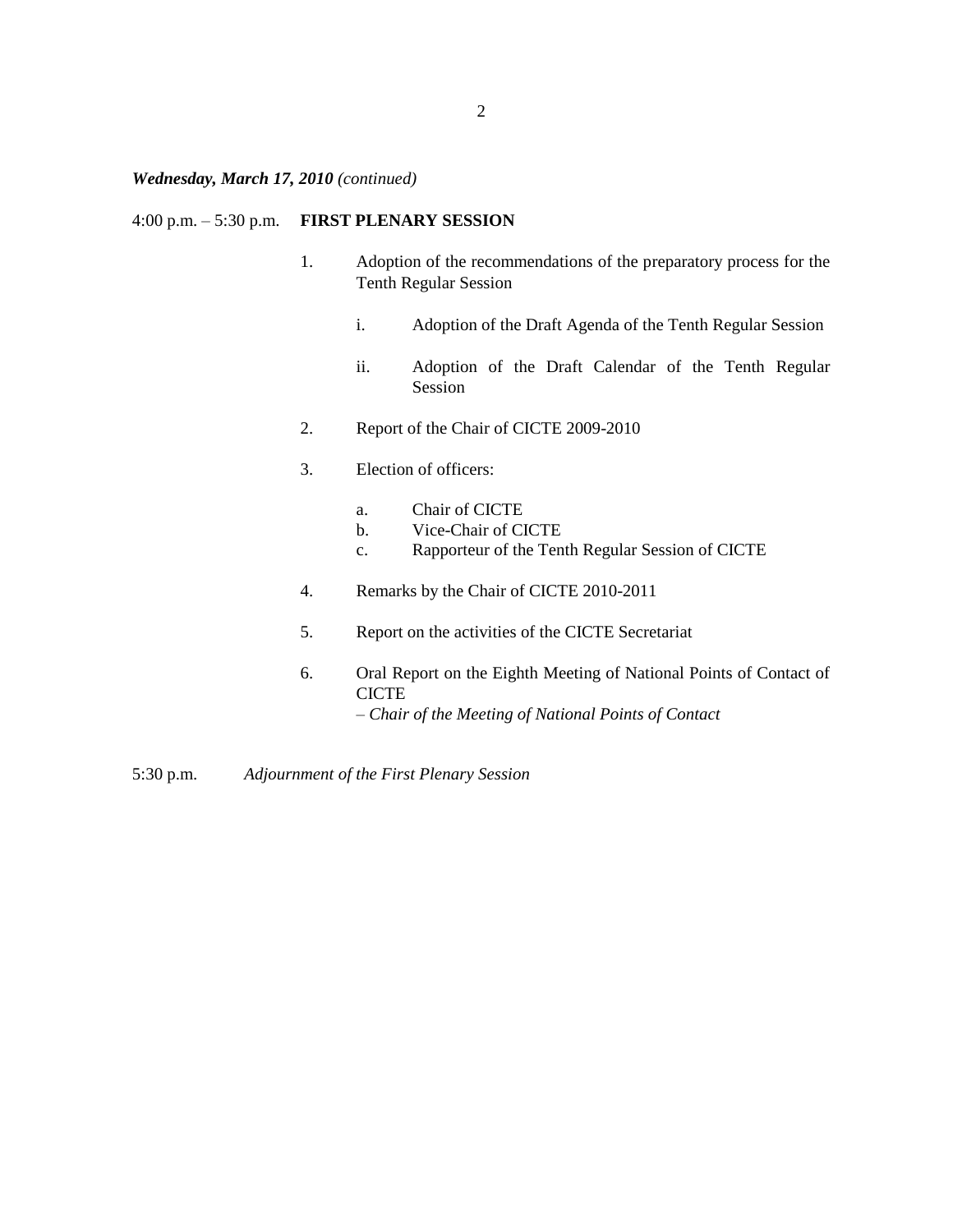***Wednesday, March 17, 2010** (continued)*

4:00 p.m. – 5:30 p.m. **FIRST PLENARY SESSION**

1. Adoption of the recommendations of the preparatory process for the Tenth Regular Session

   i. Adoption of the Draft Agenda of the Tenth Regular Session

   ii. Adoption of the Draft Calendar of the Tenth Regular Session

2. Report of the Chair of CICTE 2009-2010

3. Election of officers:

   a. Chair of CICTE
   b. Vice-Chair of CICTE
   c. Rapporteur of the Tenth Regular Session of CICTE

4. Remarks by the Chair of CICTE 2010-2011

5. Report on the activities of the CICTE Secretariat

6. Oral Report on the Eighth Meeting of National Points of Contact of CICTE
   – *Chair of the Meeting of National Points of Contact*

5:30 p.m. *Adjournment of the First Plenary Session*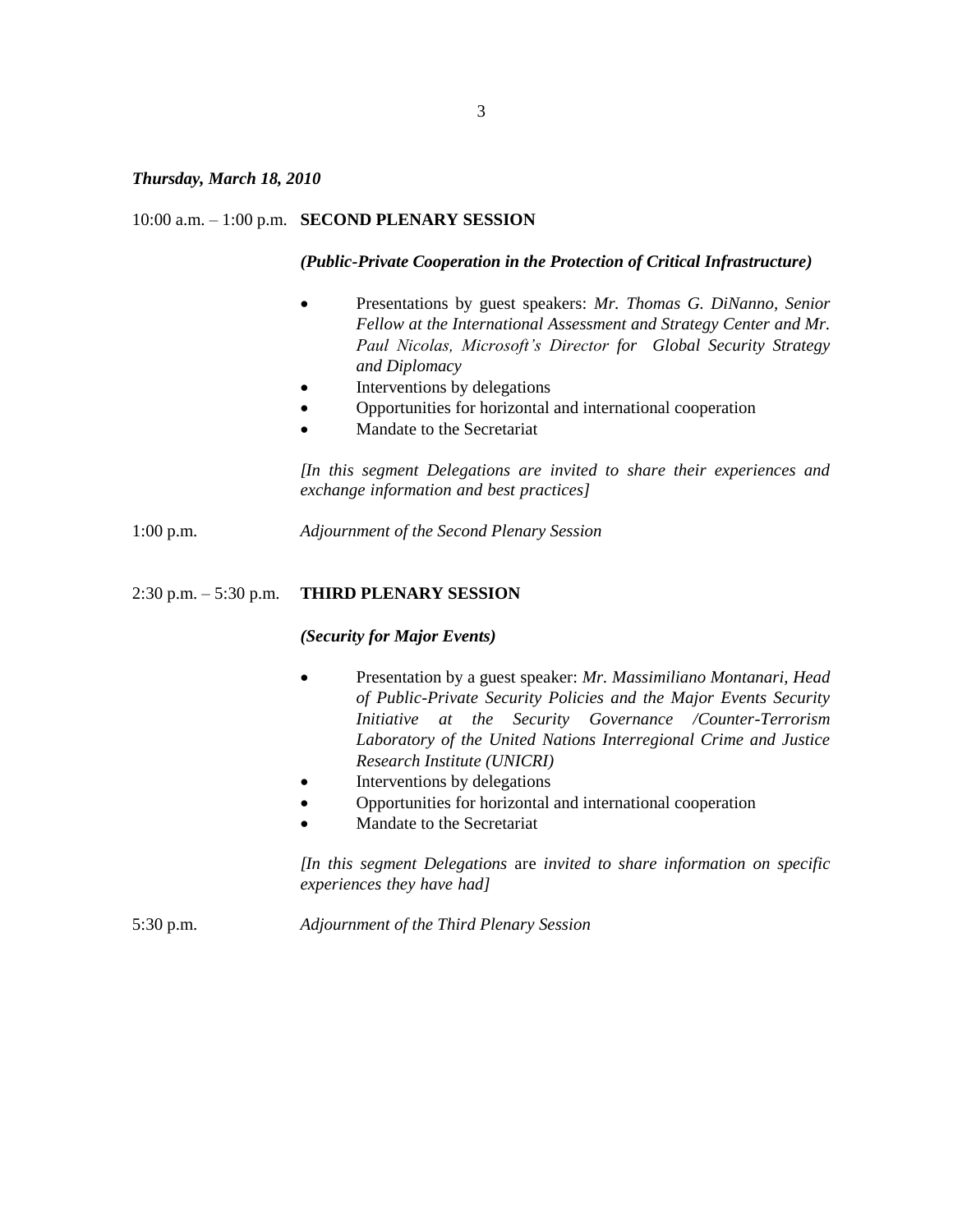***Thursday, March 18, 2010***

10:00 a.m. – 1:00 p.m. **SECOND PLENARY SESSION**

***(Public-Private Cooperation in the Protection of Critical Infrastructure)***

- Presentations by guest speakers: *Mr. Thomas G. DiNanno, Senior Fellow at the International Assessment and Strategy Center and Mr. Paul Nicolas, Microsoft's Director for Global Security Strategy and Diplomacy*
- Interventions by delegations
- Opportunities for horizontal and international cooperation
- Mandate to the Secretariat

*[In this segment Delegations are invited to share their experiences and exchange information and best practices]*

1:00 p.m. *Adjournment of the Second Plenary Session*

2:30 p.m. – 5:30 p.m. **THIRD PLENARY SESSION**

***(Security for Major Events)***

- Presentation by a guest speaker: *Mr. Massimiliano Montanari, Head of Public-Private Security Policies and the Major Events Security Initiative at the Security Governance /Counter-Terrorism Laboratory of the United Nations Interregional Crime and Justice Research Institute (UNICRI)*
- Interventions by delegations
- Opportunities for horizontal and international cooperation
- Mandate to the Secretariat

*[In this segment Delegations* are *invited to share information on specific experiences they have had]*

5:30 p.m. *Adjournment of the Third Plenary Session*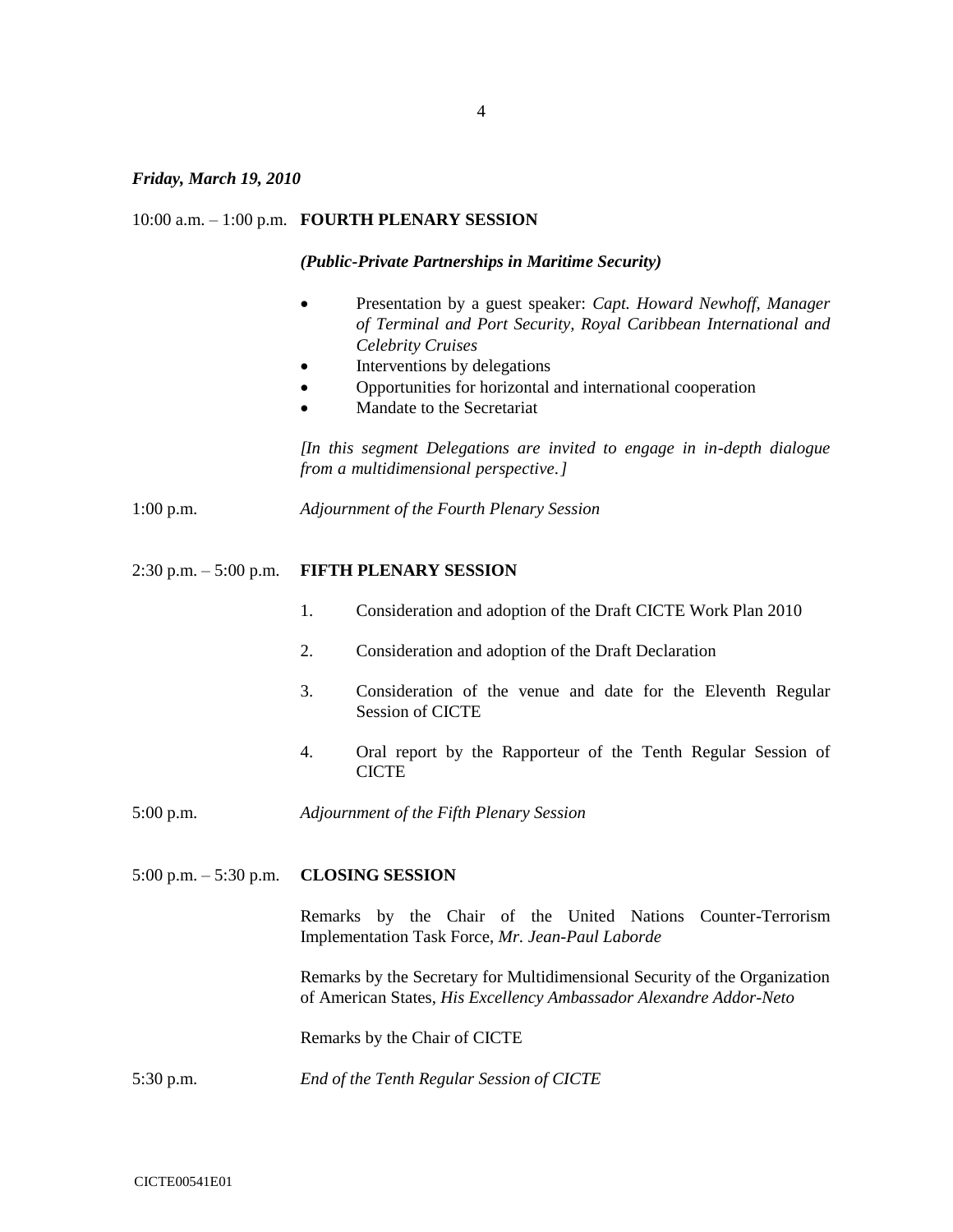***Friday, March 19, 2010***

10:00 a.m. – 1:00 p.m. **FOURTH PLENARY SESSION**

***(Public-Private Partnerships in Maritime Security)***

- Presentation by a guest speaker: *Capt. Howard Newhoff, Manager of Terminal and Port Security, Royal Caribbean International and Celebrity Cruises*
- Interventions by delegations
- Opportunities for horizontal and international cooperation
- Mandate to the Secretariat

*[In this segment Delegations are invited to engage in in-depth dialogue from a multidimensional perspective.]*

1:00 p.m. *Adjournment of the Fourth Plenary Session*

2:30 p.m. – 5:00 p.m. **FIFTH PLENARY SESSION**

1. Consideration and adoption of the Draft CICTE Work Plan 2010
2. Consideration and adoption of the Draft Declaration
3. Consideration of the venue and date for the Eleventh Regular Session of CICTE
4. Oral report by the Rapporteur of the Tenth Regular Session of CICTE

5:00 p.m. *Adjournment of the Fifth Plenary Session*

5:00 p.m. – 5:30 p.m. **CLOSING SESSION**

Remarks by the Chair of the United Nations Counter-Terrorism Implementation Task Force, *Mr. Jean-Paul Laborde*

Remarks by the Secretary for Multidimensional Security of the Organization of American States, *His Excellency Ambassador Alexandre Addor-Neto*

Remarks by the Chair of CICTE

5:30 p.m. *End of the Tenth Regular Session of CICTE*

CICTE00541E01